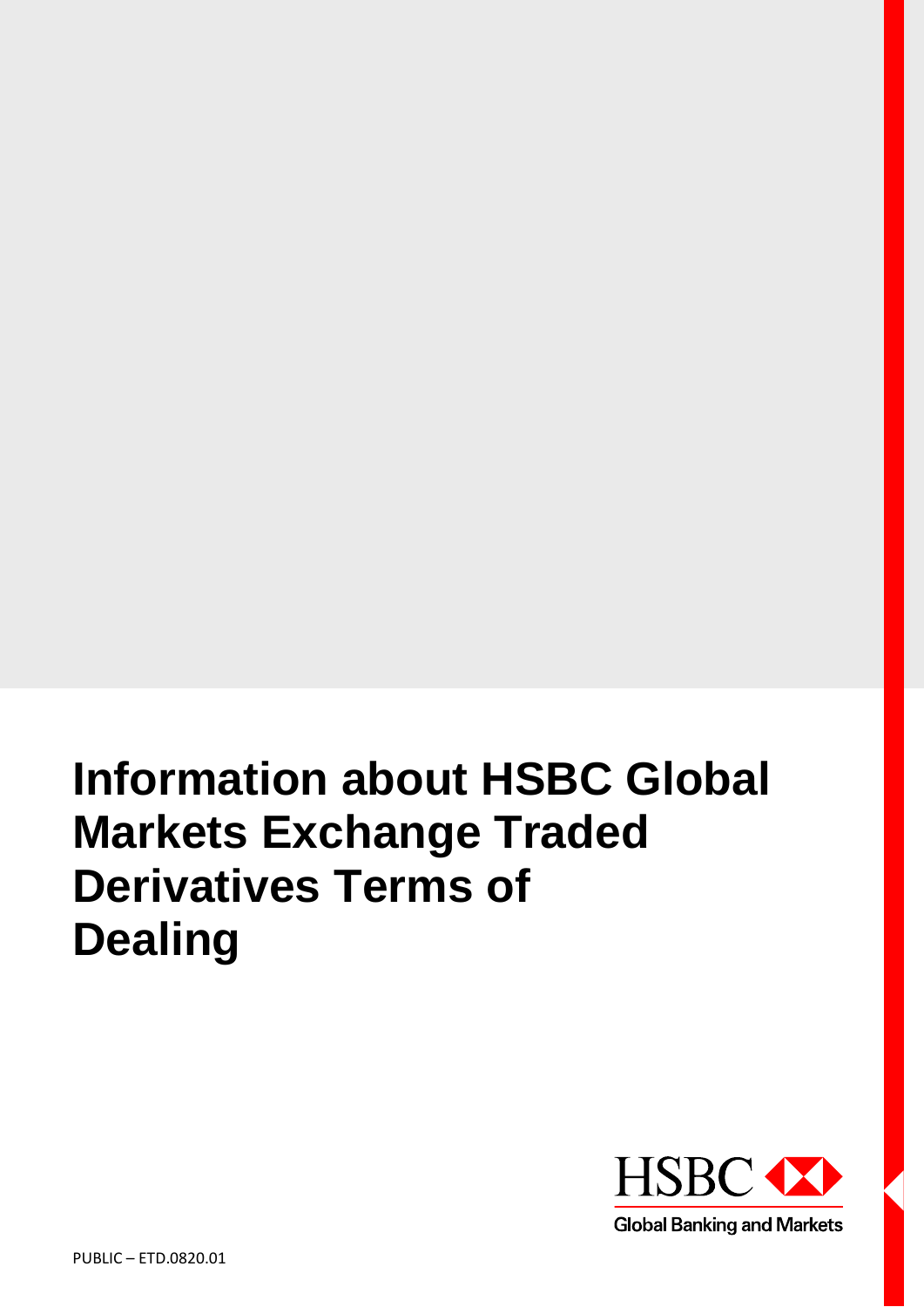# Information about HSBC Global Markets Exchange Traded Derivatives Terms of Dealing

HSBC Global Banking and Markets

PUBLIC – ETD.0820.01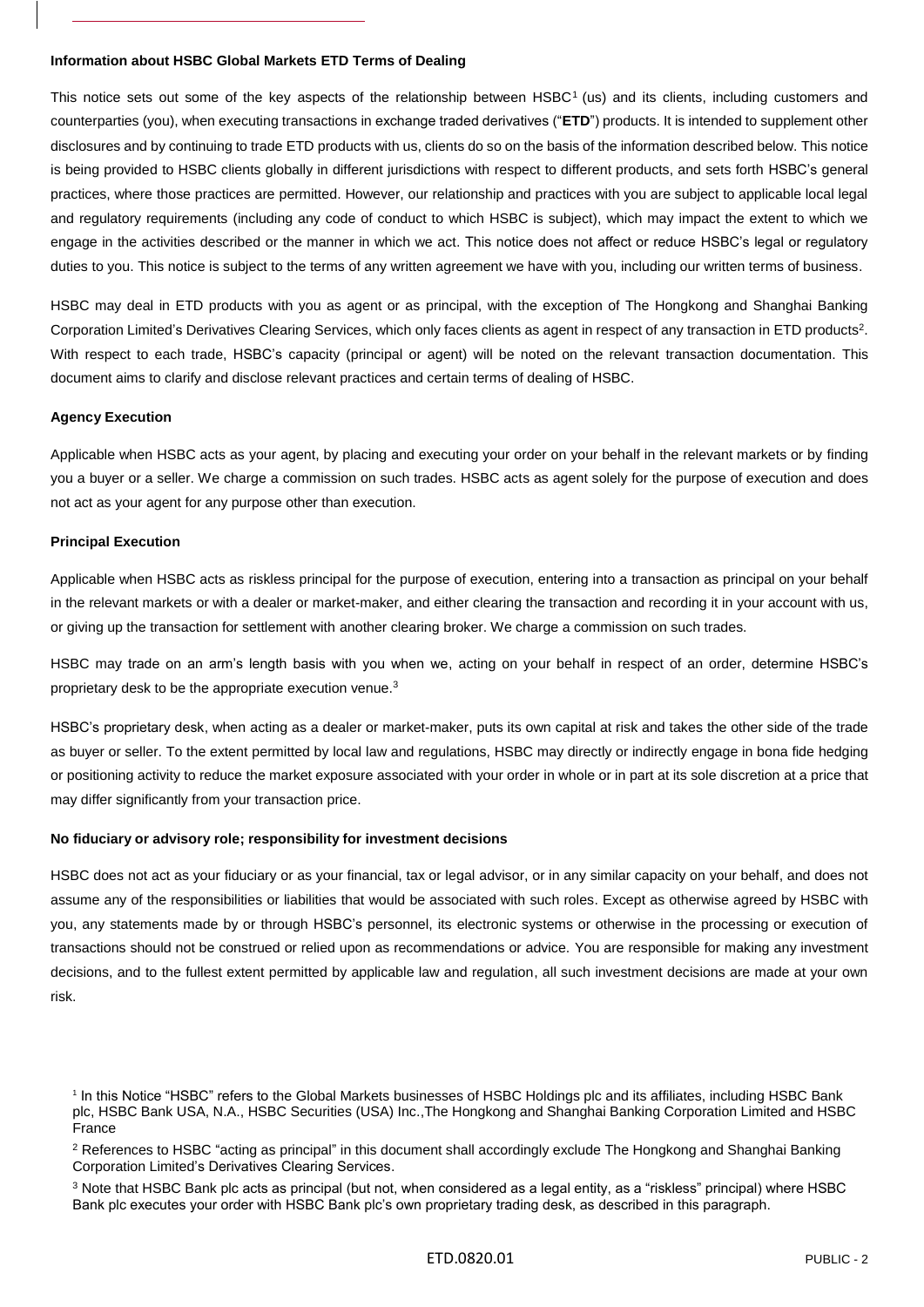**Information about HSBC Global Markets ETD Terms of Dealing**

This notice sets out some of the key aspects of the relationship between HSBC[1] (us) and its clients, including customers and counterparties (you), when executing transactions in exchange traded derivatives ("**ETD**") products. It is intended to supplement other disclosures and by continuing to trade ETD products with us, clients do so on the basis of the information described below. This notice is being provided to HSBC clients globally in different jurisdictions with respect to different products, and sets forth HSBC's general practices, where those practices are permitted. However, our relationship and practices with you are subject to applicable local legal and regulatory requirements (including any code of conduct to which HSBC is subject), which may impact the extent to which we engage in the activities described or the manner in which we act. This notice does not affect or reduce HSBC's legal or regulatory duties to you. This notice is subject to the terms of any written agreement we have with you, including our written terms of business.

HSBC may deal in ETD products with you as agent or as principal, with the exception of The Hongkong and Shanghai Banking Corporation Limited's Derivatives Clearing Services, which only faces clients as agent in respect of any transaction in ETD products[2]. With respect to each trade, HSBC's capacity (principal or agent) will be noted on the relevant transaction documentation. This document aims to clarify and disclose relevant practices and certain terms of dealing of HSBC.

**Agency Execution**

Applicable when HSBC acts as your agent, by placing and executing your order on your behalf in the relevant markets or by finding you a buyer or a seller. We charge a commission on such trades. HSBC acts as agent solely for the purpose of execution and does not act as your agent for any purpose other than execution.

**Principal Execution**

Applicable when HSBC acts as riskless principal for the purpose of execution, entering into a transaction as principal on your behalf in the relevant markets or with a dealer or market-maker, and either clearing the transaction and recording it in your account with us, or giving up the transaction for settlement with another clearing broker. We charge a commission on such trades.

HSBC may trade on an arm's length basis with you when we, acting on your behalf in respect of an order, determine HSBC's proprietary desk to be the appropriate execution venue.[3]

HSBC's proprietary desk, when acting as a dealer or market-maker, puts its own capital at risk and takes the other side of the trade as buyer or seller. To the extent permitted by local law and regulations, HSBC may directly or indirectly engage in bona fide hedging or positioning activity to reduce the market exposure associated with your order in whole or in part at its sole discretion at a price that may differ significantly from your transaction price.

**No fiduciary or advisory role; responsibility for investment decisions**

HSBC does not act as your fiduciary or as your financial, tax or legal advisor, or in any similar capacity on your behalf, and does not assume any of the responsibilities or liabilities that would be associated with such roles. Except as otherwise agreed by HSBC with you, any statements made by or through HSBC's personnel, its electronic systems or otherwise in the processing or execution of transactions should not be construed or relied upon as recommendations or advice. You are responsible for making any investment decisions, and to the fullest extent permitted by applicable law and regulation, all such investment decisions are made at your own risk.

[1] In this Notice "HSBC" refers to the Global Markets businesses of HSBC Holdings plc and its affiliates, including HSBC Bank plc, HSBC Bank USA, N.A., HSBC Securities (USA) Inc.,The Hongkong and Shanghai Banking Corporation Limited and HSBC France

[2] References to HSBC "acting as principal" in this document shall accordingly exclude The Hongkong and Shanghai Banking Corporation Limited's Derivatives Clearing Services.

[3] Note that HSBC Bank plc acts as principal (but not, when considered as a legal entity, as a "riskless" principal) where HSBC Bank plc executes your order with HSBC Bank plc's own proprietary trading desk, as described in this paragraph.

ETD.0820.01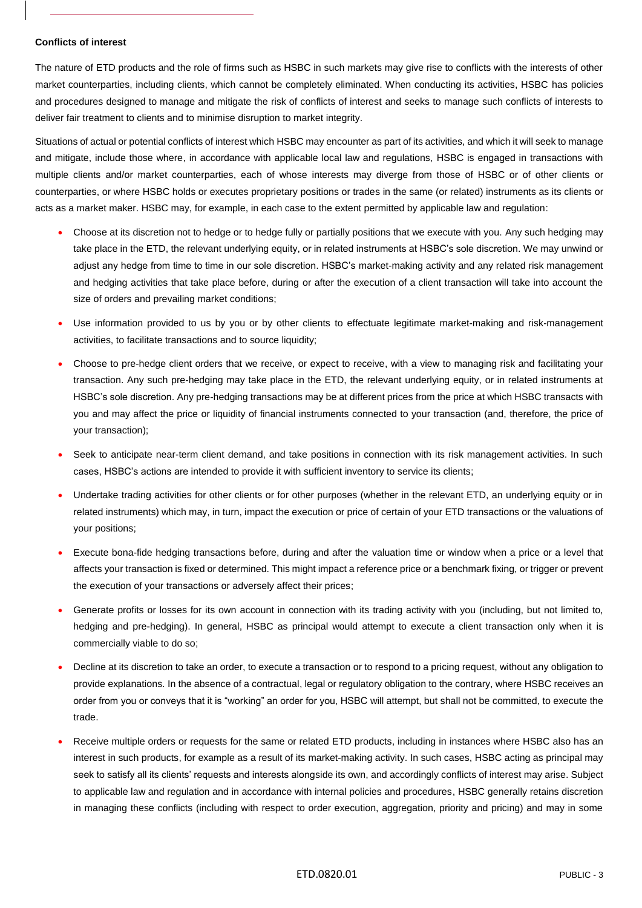**Conflicts of interest**

The nature of ETD products and the role of firms such as HSBC in such markets may give rise to conflicts with the interests of other market counterparties, including clients, which cannot be completely eliminated. When conducting its activities, HSBC has policies and procedures designed to manage and mitigate the risk of conflicts of interest and seeks to manage such conflicts of interests to deliver fair treatment to clients and to minimise disruption to market integrity.

Situations of actual or potential conflicts of interest which HSBC may encounter as part of its activities, and which it will seek to manage and mitigate, include those where, in accordance with applicable local law and regulations, HSBC is engaged in transactions with multiple clients and/or market counterparties, each of whose interests may diverge from those of HSBC or of other clients or counterparties, or where HSBC holds or executes proprietary positions or trades in the same (or related) instruments as its clients or acts as a market maker. HSBC may, for example, in each case to the extent permitted by applicable law and regulation:

- Choose at its discretion not to hedge or to hedge fully or partially positions that we execute with you. Any such hedging may take place in the ETD, the relevant underlying equity, or in related instruments at HSBC's sole discretion. We may unwind or adjust any hedge from time to time in our sole discretion. HSBC's market-making activity and any related risk management and hedging activities that take place before, during or after the execution of a client transaction will take into account the size of orders and prevailing market conditions;
- Use information provided to us by you or by other clients to effectuate legitimate market-making and risk-management activities, to facilitate transactions and to source liquidity;
- Choose to pre-hedge client orders that we receive, or expect to receive, with a view to managing risk and facilitating your transaction. Any such pre-hedging may take place in the ETD, the relevant underlying equity, or in related instruments at HSBC's sole discretion. Any pre-hedging transactions may be at different prices from the price at which HSBC transacts with you and may affect the price or liquidity of financial instruments connected to your transaction (and, therefore, the price of your transaction);
- Seek to anticipate near-term client demand, and take positions in connection with its risk management activities. In such cases, HSBC's actions are intended to provide it with sufficient inventory to service its clients;
- Undertake trading activities for other clients or for other purposes (whether in the relevant ETD, an underlying equity or in related instruments) which may, in turn, impact the execution or price of certain of your ETD transactions or the valuations of your positions;
- Execute bona-fide hedging transactions before, during and after the valuation time or window when a price or a level that affects your transaction is fixed or determined. This might impact a reference price or a benchmark fixing, or trigger or prevent the execution of your transactions or adversely affect their prices;
- Generate profits or losses for its own account in connection with its trading activity with you (including, but not limited to, hedging and pre-hedging). In general, HSBC as principal would attempt to execute a client transaction only when it is commercially viable to do so;
- Decline at its discretion to take an order, to execute a transaction or to respond to a pricing request, without any obligation to provide explanations. In the absence of a contractual, legal or regulatory obligation to the contrary, where HSBC receives an order from you or conveys that it is "working" an order for you, HSBC will attempt, but shall not be committed, to execute the trade.
- Receive multiple orders or requests for the same or related ETD products, including in instances where HSBC also has an interest in such products, for example as a result of its market-making activity. In such cases, HSBC acting as principal may seek to satisfy all its clients' requests and interests alongside its own, and accordingly conflicts of interest may arise. Subject to applicable law and regulation and in accordance with internal policies and procedures, HSBC generally retains discretion in managing these conflicts (including with respect to order execution, aggregation, priority and pricing) and may in some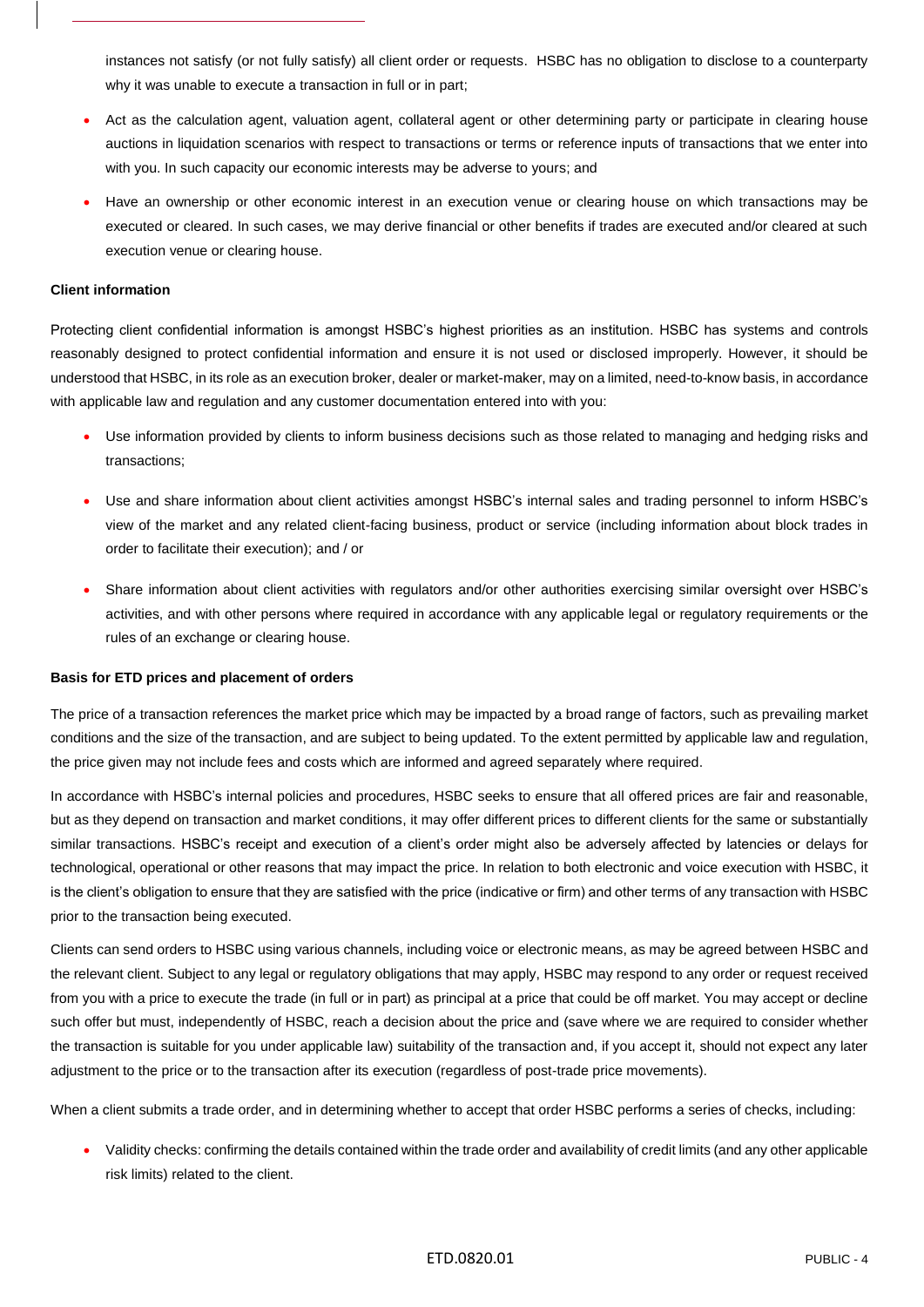instances not satisfy (or not fully satisfy) all client order or requests. HSBC has no obligation to disclose to a counterparty why it was unable to execute a transaction in full or in part;

- Act as the calculation agent, valuation agent, collateral agent or other determining party or participate in clearing house auctions in liquidation scenarios with respect to transactions or terms or reference inputs of transactions that we enter into with you. In such capacity our economic interests may be adverse to yours; and
- Have an ownership or other economic interest in an execution venue or clearing house on which transactions may be executed or cleared. In such cases, we may derive financial or other benefits if trades are executed and/or cleared at such execution venue or clearing house.

**Client information**

Protecting client confidential information is amongst HSBC's highest priorities as an institution. HSBC has systems and controls reasonably designed to protect confidential information and ensure it is not used or disclosed improperly. However, it should be understood that HSBC, in its role as an execution broker, dealer or market-maker, may on a limited, need-to-know basis, in accordance with applicable law and regulation and any customer documentation entered into with you:

- Use information provided by clients to inform business decisions such as those related to managing and hedging risks and transactions;
- Use and share information about client activities amongst HSBC's internal sales and trading personnel to inform HSBC's view of the market and any related client-facing business, product or service (including information about block trades in order to facilitate their execution); and / or
- Share information about client activities with regulators and/or other authorities exercising similar oversight over HSBC's activities, and with other persons where required in accordance with any applicable legal or regulatory requirements or the rules of an exchange or clearing house.

**Basis for ETD prices and placement of orders**

The price of a transaction references the market price which may be impacted by a broad range of factors, such as prevailing market conditions and the size of the transaction, and are subject to being updated. To the extent permitted by applicable law and regulation, the price given may not include fees and costs which are informed and agreed separately where required.

In accordance with HSBC's internal policies and procedures, HSBC seeks to ensure that all offered prices are fair and reasonable, but as they depend on transaction and market conditions, it may offer different prices to different clients for the same or substantially similar transactions. HSBC's receipt and execution of a client's order might also be adversely affected by latencies or delays for technological, operational or other reasons that may impact the price. In relation to both electronic and voice execution with HSBC, it is the client's obligation to ensure that they are satisfied with the price (indicative or firm) and other terms of any transaction with HSBC prior to the transaction being executed.

Clients can send orders to HSBC using various channels, including voice or electronic means, as may be agreed between HSBC and the relevant client. Subject to any legal or regulatory obligations that may apply, HSBC may respond to any order or request received from you with a price to execute the trade (in full or in part) as principal at a price that could be off market. You may accept or decline such offer but must, independently of HSBC, reach a decision about the price and (save where we are required to consider whether the transaction is suitable for you under applicable law) suitability of the transaction and, if you accept it, should not expect any later adjustment to the price or to the transaction after its execution (regardless of post-trade price movements).

When a client submits a trade order, and in determining whether to accept that order HSBC performs a series of checks, including:

- Validity checks: confirming the details contained within the trade order and availability of credit limits (and any other applicable risk limits) related to the client.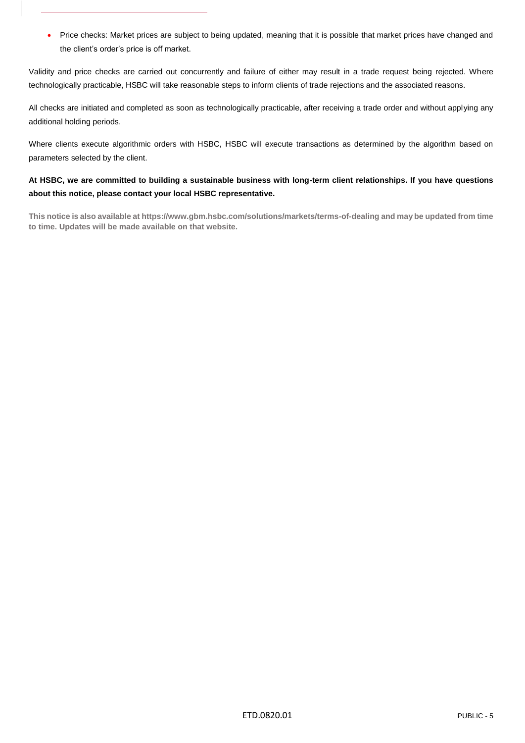- Price checks: Market prices are subject to being updated, meaning that it is possible that market prices have changed and the client's order's price is off market.

Validity and price checks are carried out concurrently and failure of either may result in a trade request being rejected. Where technologically practicable, HSBC will take reasonable steps to inform clients of trade rejections and the associated reasons.

All checks are initiated and completed as soon as technologically practicable, after receiving a trade order and without applying any additional holding periods.

Where clients execute algorithmic orders with HSBC, HSBC will execute transactions as determined by the algorithm based on parameters selected by the client.

**At HSBC, we are committed to building a sustainable business with long-term client relationships. If you have questions about this notice, please contact your local HSBC representative.**

**This notice is also available at https://www.gbm.hsbc.com/solutions/markets/terms-of-dealing and may be updated from time to time. Updates will be made available on that website.**

ETD.0820.01